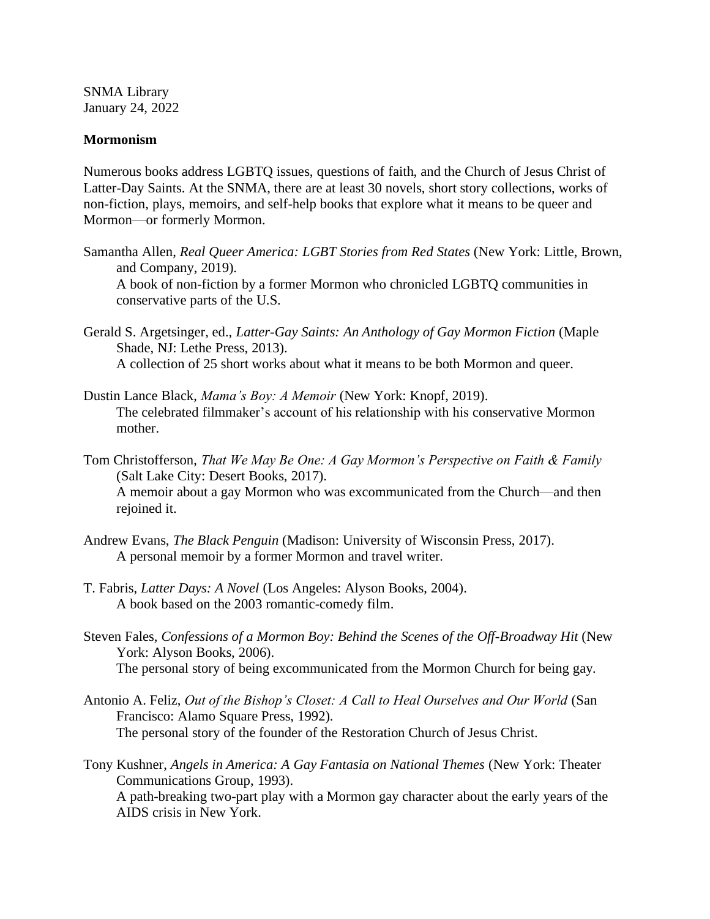SNMA Library
January 24, 2022

**Mormonism**

Numerous books address LGBTQ issues, questions of faith, and the Church of Jesus Christ of Latter-Day Saints. At the SNMA, there are at least 30 novels, short story collections, works of non-fiction, plays, memoirs, and self-help books that explore what it means to be queer and Mormon—or formerly Mormon.

Samantha Allen, *Real Queer America: LGBT Stories from Red States* (New York: Little, Brown, and Company, 2019).
A book of non-fiction by a former Mormon who chronicled LGBTQ communities in conservative parts of the U.S.

Gerald S. Argetsinger, ed., *Latter-Gay Saints: An Anthology of Gay Mormon Fiction* (Maple Shade, NJ: Lethe Press, 2013).
A collection of 25 short works about what it means to be both Mormon and queer.

Dustin Lance Black, *Mama's Boy: A Memoir* (New York: Knopf, 2019).
The celebrated filmmaker's account of his relationship with his conservative Mormon mother.

Tom Christofferson, *That We May Be One: A Gay Mormon's Perspective on Faith & Family* (Salt Lake City: Desert Books, 2017).
A memoir about a gay Mormon who was excommunicated from the Church—and then rejoined it.

Andrew Evans, *The Black Penguin* (Madison: University of Wisconsin Press, 2017).
A personal memoir by a former Mormon and travel writer.

T. Fabris, *Latter Days: A Novel* (Los Angeles: Alyson Books, 2004).
A book based on the 2003 romantic-comedy film.

Steven Fales, *Confessions of a Mormon Boy: Behind the Scenes of the Off-Broadway Hit* (New York: Alyson Books, 2006).
The personal story of being excommunicated from the Mormon Church for being gay.

Antonio A. Feliz, *Out of the Bishop's Closet: A Call to Heal Ourselves and Our World* (San Francisco: Alamo Square Press, 1992).
The personal story of the founder of the Restoration Church of Jesus Christ.

Tony Kushner, *Angels in America: A Gay Fantasia on National Themes* (New York: Theater Communications Group, 1993).
A path-breaking two-part play with a Mormon gay character about the early years of the AIDS crisis in New York.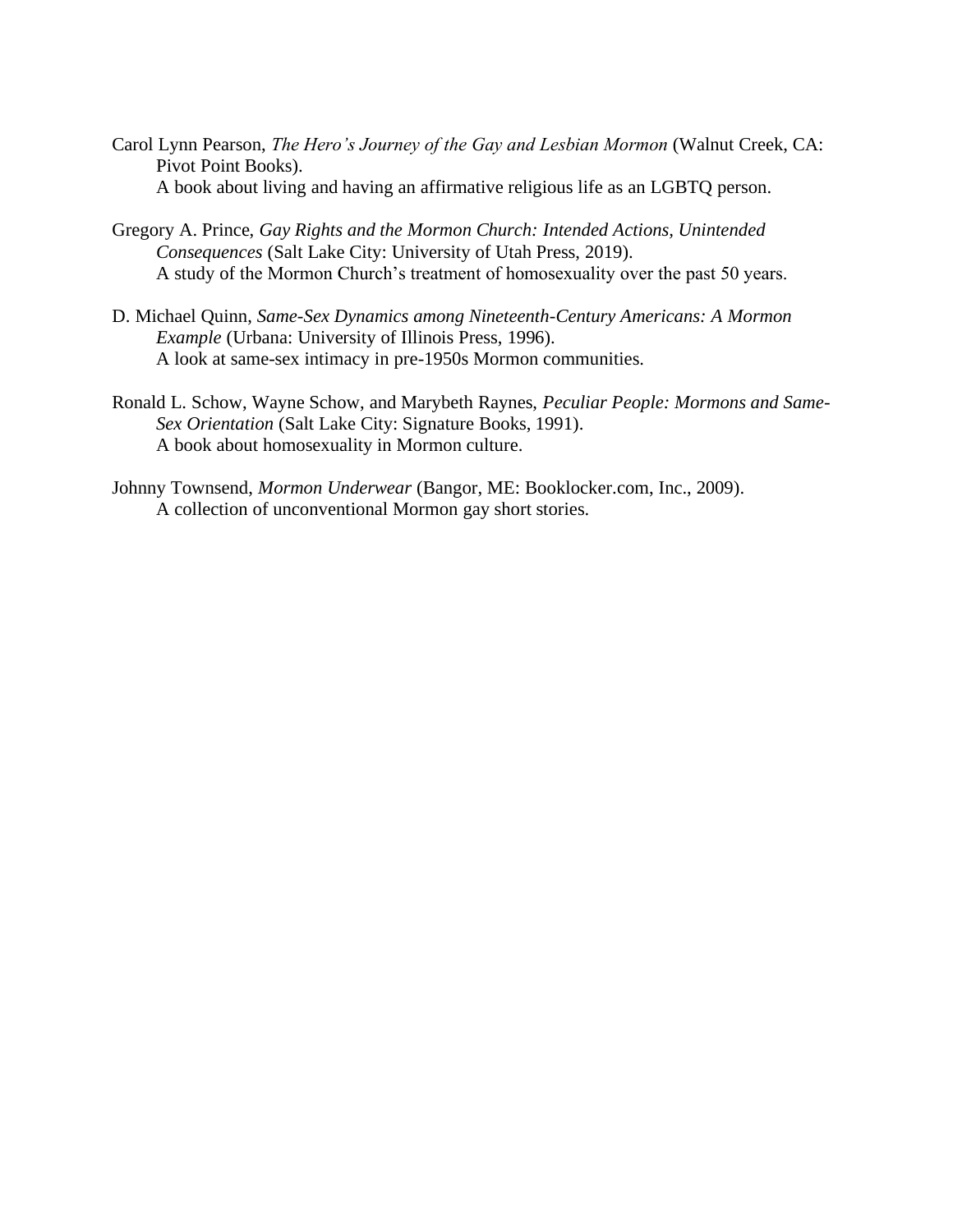Carol Lynn Pearson, *The Hero's Journey of the Gay and Lesbian Mormon* (Walnut Creek, CA: Pivot Point Books).
A book about living and having an affirmative religious life as an LGBTQ person.

Gregory A. Prince, *Gay Rights and the Mormon Church: Intended Actions, Unintended Consequences* (Salt Lake City: University of Utah Press, 2019).
A study of the Mormon Church's treatment of homosexuality over the past 50 years.

D. Michael Quinn, *Same-Sex Dynamics among Nineteenth-Century Americans: A Mormon Example* (Urbana: University of Illinois Press, 1996).
A look at same-sex intimacy in pre-1950s Mormon communities.

Ronald L. Schow, Wayne Schow, and Marybeth Raynes, *Peculiar People: Mormons and Same-Sex Orientation* (Salt Lake City: Signature Books, 1991).
A book about homosexuality in Mormon culture.

Johnny Townsend, *Mormon Underwear* (Bangor, ME: Booklocker.com, Inc., 2009).
A collection of unconventional Mormon gay short stories.